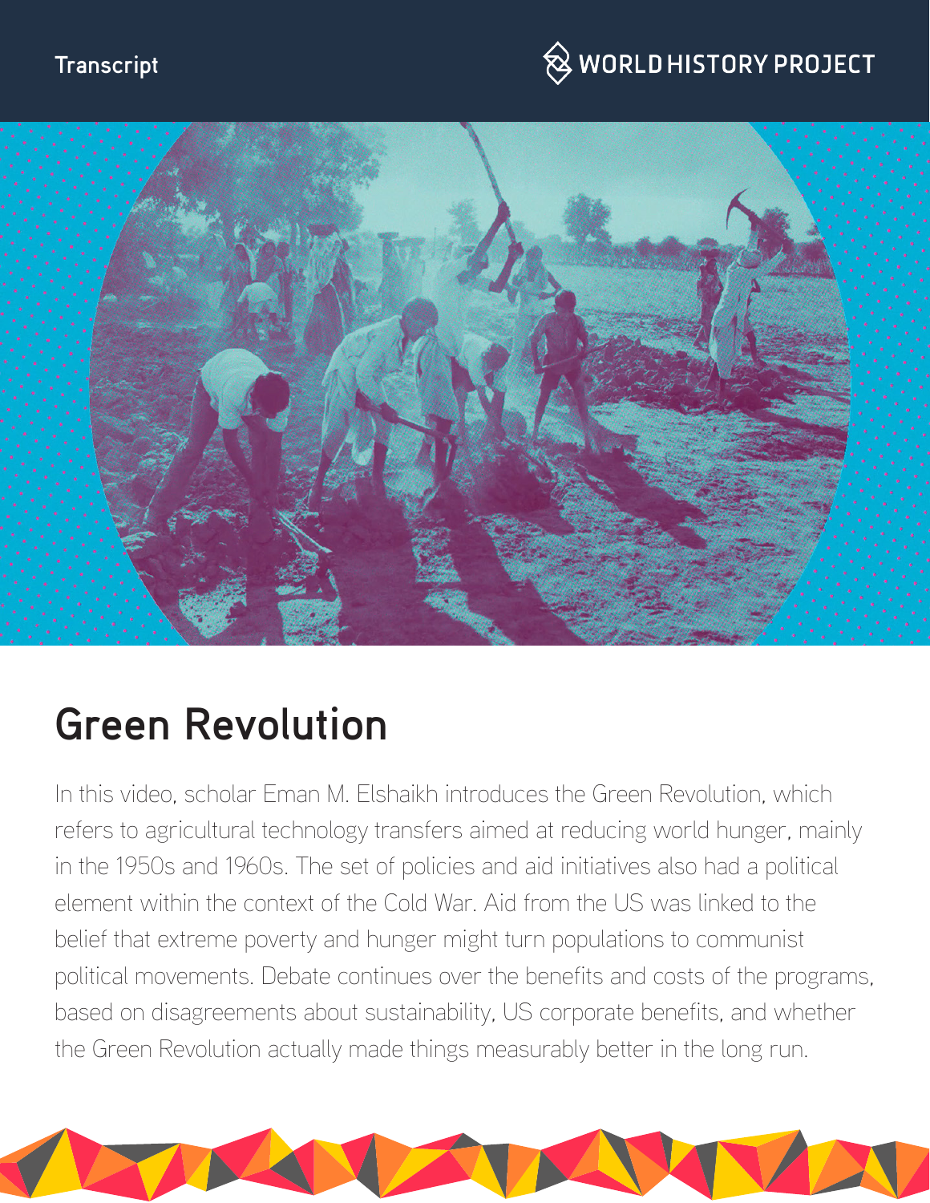Transcript

# Green Revolution

In this video, scholar Eman M. Elshaikh introduces the Green Revolution, which refers to agricultural technology transfers aimed at reducing world hunger, mainly in the 1950s and 1960s. The set of policies and aid initiatives also had a political element within the context of the Cold War. Aid from the US was linked to the belief that extreme poverty and hunger might turn populations to communist political movements. Debate continues over the benefits and costs of the programs, based on disagreements about sustainability, US corporate benefits, and whether the Green Revolution actually made things measurably better in the long run.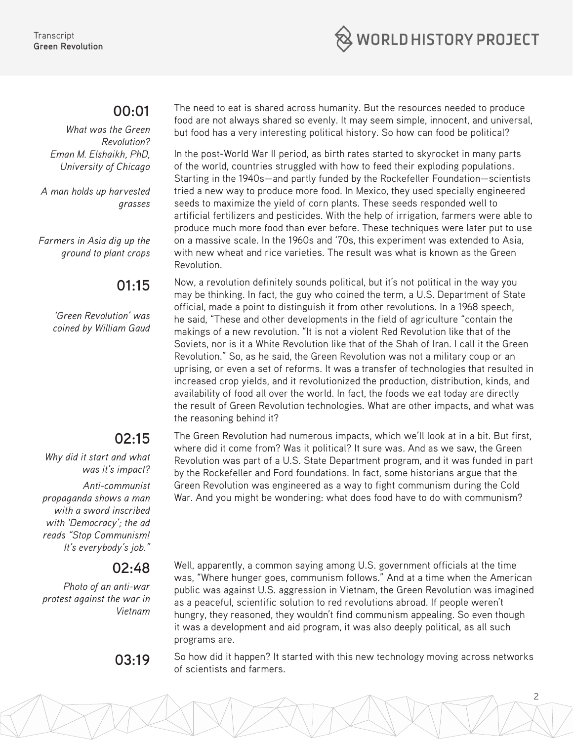## 00:01

*What was the Green Revolution? Eman M. Elshaikh, PhD, University of Chicago*

*A man holds up harvested grasses*

*Farmers in Asia dig up the ground to plant crops*

The need to eat is shared across humanity. But the resources needed to produce food are not always shared so evenly. It may seem simple, innocent, and universal, but food has a very interesting political history. So how can food be political?

In the post-World War II period, as birth rates started to skyrocket in many parts of the world, countries struggled with how to feed their exploding populations. Starting in the 1940s—and partly funded by the Rockefeller Foundation—scientists tried a new way to produce more food. In Mexico, they used specially engineered seeds to maximize the yield of corn plants. These seeds responded well to artificial fertilizers and pesticides. With the help of irrigation, farmers were able to produce much more food than ever before. These techniques were later put to use on a massive scale. In the 1960s and '70s, this experiment was extended to Asia, with new wheat and rice varieties. The result was what is known as the Green Revolution.

## 01:15

*'Green Revolution' was coined by William Gaud*

Now, a revolution definitely sounds political, but it's not political in the way you may be thinking. In fact, the guy who coined the term, a U.S. Department of State official, made a point to distinguish it from other revolutions. In a 1968 speech, he said, "These and other developments in the field of agriculture "contain the makings of a new revolution. "It is not a violent Red Revolution like that of the Soviets, nor is it a White Revolution like that of the Shah of Iran. I call it the Green Revolution." So, as he said, the Green Revolution was not a military coup or an uprising, or even a set of reforms. It was a transfer of technologies that resulted in increased crop yields, and it revolutionized the production, distribution, kinds, and availability of food all over the world. In fact, the foods we eat today are directly the result of Green Revolution technologies. What are other impacts, and what was the reasoning behind it?

## 02:15

*Why did it start and what was it's impact?*

*Anti-communist propaganda shows a man with a sword inscribed with 'Democracy'; the ad reads "Stop Communism! It's everybody's job."*

The Green Revolution had numerous impacts, which we'll look at in a bit. But first, where did it come from? Was it political? It sure was. And as we saw, the Green Revolution was part of a U.S. State Department program, and it was funded in part by the Rockefeller and Ford foundations. In fact, some historians argue that the Green Revolution was engineered as a way to fight communism during the Cold War. And you might be wondering: what does food have to do with communism?

## 02:48

*Photo of an anti-war protest against the war in Vietnam*

Well, apparently, a common saying among U.S. government officials at the time was, "Where hunger goes, communism follows." And at a time when the American public was against U.S. aggression in Vietnam, the Green Revolution was imagined as a peaceful, scientific solution to red revolutions abroad. If people weren't hungry, they reasoned, they wouldn't find communism appealing. So even though it was a development and aid program, it was also deeply political, as all such programs are.

## 03:19

So how did it happen? It started with this new technology moving across networks of scientists and farmers.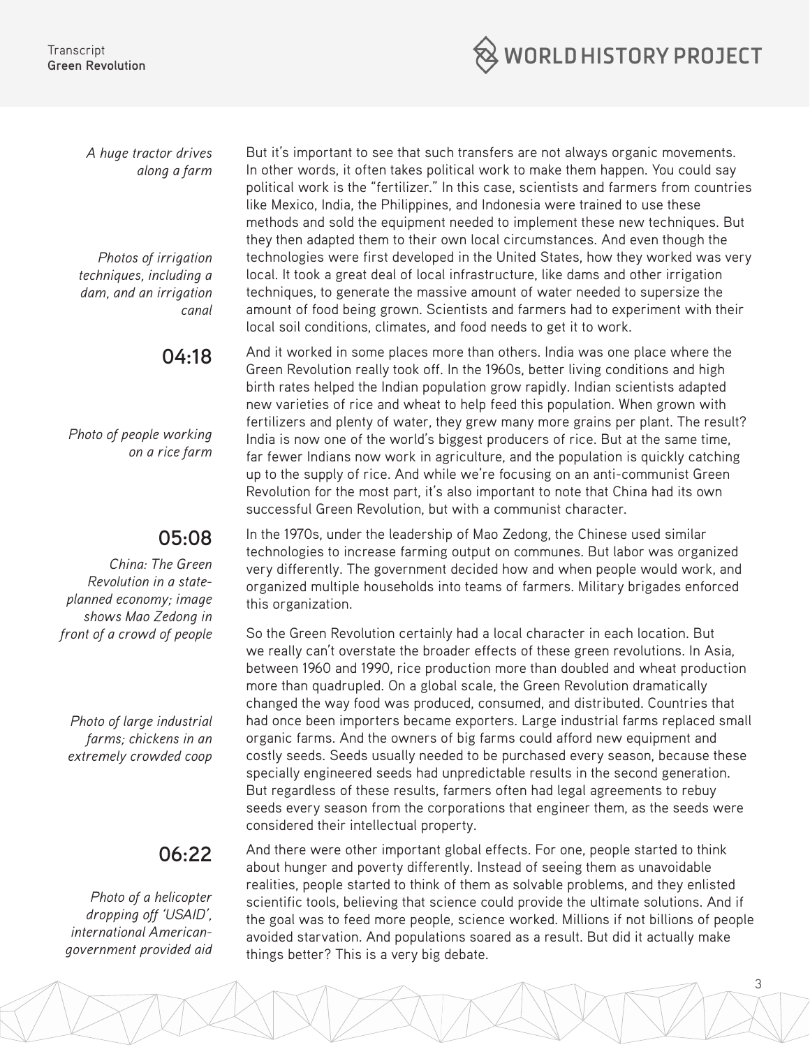*A huge tractor drives along a farm*

But it's important to see that such transfers are not always organic movements. In other words, it often takes political work to make them happen. You could say political work is the "fertilizer." In this case, scientists and farmers from countries like Mexico, India, the Philippines, and Indonesia were trained to use these methods and sold the equipment needed to implement these new techniques. But they then adapted them to their own local circumstances. And even though the technologies were first developed in the United States, how they worked was very local. It took a great deal of local infrastructure, like dams and other irrigation techniques, to generate the massive amount of water needed to supersize the amount of food being grown. Scientists and farmers had to experiment with their local soil conditions, climates, and food needs to get it to work.

*Photos of irrigation techniques, including a dam, and an irrigation canal*

**04:18**

And it worked in some places more than others. India was one place where the Green Revolution really took off. In the 1960s, better living conditions and high birth rates helped the Indian population grow rapidly. Indian scientists adapted new varieties of rice and wheat to help feed this population. When grown with fertilizers and plenty of water, they grew many more grains per plant. The result? India is now one of the world's biggest producers of rice. But at the same time, far fewer Indians now work in agriculture, and the population is quickly catching up to the supply of rice. And while we're focusing on an anti-communist Green Revolution for the most part, it's also important to note that China had its own successful Green Revolution, but with a communist character.

*Photo of people working on a rice farm*

**05:08**

*China: The Green Revolution in a state-planned economy; image shows Mao Zedong in front of a crowd of people*

In the 1970s, under the leadership of Mao Zedong, the Chinese used similar technologies to increase farming output on communes. But labor was organized very differently. The government decided how and when people would work, and organized multiple households into teams of farmers. Military brigades enforced this organization.

So the Green Revolution certainly had a local character in each location. But we really can't overstate the broader effects of these green revolutions. In Asia, between 1960 and 1990, rice production more than doubled and wheat production more than quadrupled. On a global scale, the Green Revolution dramatically changed the way food was produced, consumed, and distributed. Countries that had once been importers became exporters. Large industrial farms replaced small organic farms. And the owners of big farms could afford new equipment and costly seeds. Seeds usually needed to be purchased every season, because these specially engineered seeds had unpredictable results in the second generation. But regardless of these results, farmers often had legal agreements to rebuy seeds every season from the corporations that engineer them, as the seeds were considered their intellectual property.

*Photo of large industrial farms; chickens in an extremely crowded coop*

**06:22**

And there were other important global effects. For one, people started to think about hunger and poverty differently. Instead of seeing them as unavoidable realities, people started to think of them as solvable problems, and they enlisted scientific tools, believing that science could provide the ultimate solutions. And if the goal was to feed more people, science worked. Millions if not billions of people avoided starvation. And populations soared as a result. But did it actually make things better? This is a very big debate.

*Photo of a helicopter dropping off 'USAID', international American-government provided aid*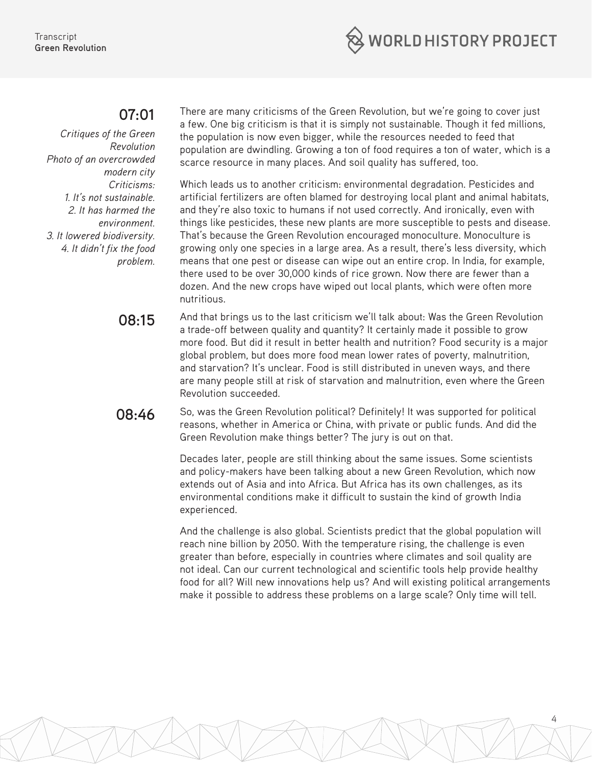**07:01**

*Critiques of the Green Revolution*
*Photo of an overcrowded modern city*
*Criticisms:*
*1. It's not sustainable.*
*2. It has harmed the environment.*
*3. It lowered biodiversity.*
*4. It didn't fix the food problem.*

There are many criticisms of the Green Revolution, but we're going to cover just a few. One big criticism is that it is simply not sustainable. Though it fed millions, the population is now even bigger, while the resources needed to feed that population are dwindling. Growing a ton of food requires a ton of water, which is a scarce resource in many places. And soil quality has suffered, too.

Which leads us to another criticism: environmental degradation. Pesticides and artificial fertilizers are often blamed for destroying local plant and animal habitats, and they're also toxic to humans if not used correctly. And ironically, even with things like pesticides, these new plants are more susceptible to pests and disease. That's because the Green Revolution encouraged monoculture. Monoculture is growing only one species in a large area. As a result, there's less diversity, which means that one pest or disease can wipe out an entire crop. In India, for example, there used to be over 30,000 kinds of rice grown. Now there are fewer than a dozen. And the new crops have wiped out local plants, which were often more nutritious.

**08:15**

And that brings us to the last criticism we'll talk about: Was the Green Revolution a trade-off between quality and quantity? It certainly made it possible to grow more food. But did it result in better health and nutrition? Food security is a major global problem, but does more food mean lower rates of poverty, malnutrition, and starvation? It's unclear. Food is still distributed in uneven ways, and there are many people still at risk of starvation and malnutrition, even where the Green Revolution succeeded.

**08:46**

So, was the Green Revolution political? Definitely! It was supported for political reasons, whether in America or China, with private or public funds. And did the Green Revolution make things better? The jury is out on that.

Decades later, people are still thinking about the same issues. Some scientists and policy-makers have been talking about a new Green Revolution, which now extends out of Asia and into Africa. But Africa has its own challenges, as its environmental conditions make it difficult to sustain the kind of growth India experienced.

And the challenge is also global. Scientists predict that the global population will reach nine billion by 2050. With the temperature rising, the challenge is even greater than before, especially in countries where climates and soil quality are not ideal. Can our current technological and scientific tools help provide healthy food for all? Will new innovations help us? And will existing political arrangements make it possible to address these problems on a large scale? Only time will tell.